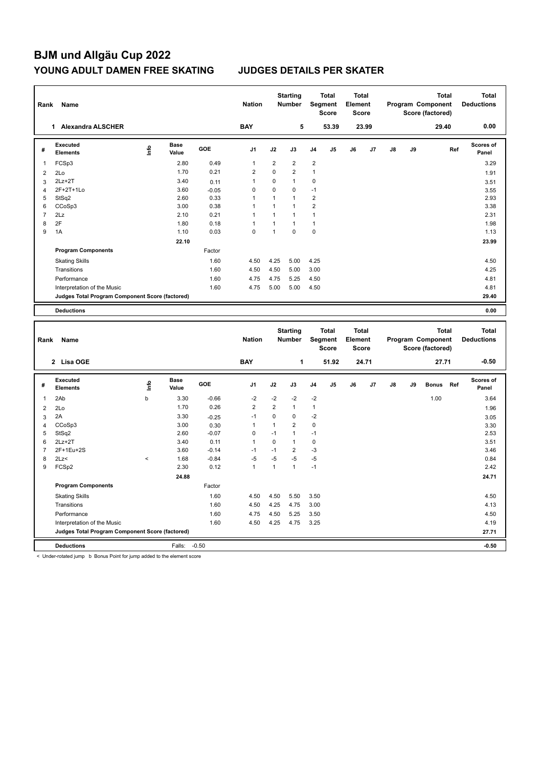# BJM und Allgäu Cup 2022

## YOUNG ADULT DAMEN FREE SKATING JUDGES DETAILS PER SKATER

| Rank | Name | Nation | Starting Number | Total Segment Score | Total Element Score | Total Program Component Score (factored) | Total Deductions |
|---|---|---|---|---|---|---|---|
| 1 | Alexandra ALSCHER | BAY | 5 | 53.39 | 23.99 | 29.40 | 0.00 |

| # | Executed Elements | Info | Base Value | GOE | J1 | J2 | J3 | J4 | J5 | J6 | J7 | J8 | J9 | Ref | Scores of Panel |
|---|---|---|---|---|---|---|---|---|---|---|---|---|---|---|---|
| 1 | FCSp3 | | 2.80 | 0.49 | 1 | 2 | 2 | 2 | | | | | | | 3.29 |
| 2 | 2Lo | | 1.70 | 0.21 | 2 | 0 | 2 | 1 | | | | | | | 1.91 |
| 3 | 2Lz+2T | | 3.40 | 0.11 | 1 | 0 | 1 | 0 | | | | | | | 3.51 |
| 4 | 2F+2T+1Lo | | 3.60 | -0.05 | 0 | 0 | 0 | -1 | | | | | | | 3.55 |
| 5 | StSq2 | | 2.60 | 0.33 | 1 | 1 | 1 | 2 | | | | | | | 2.93 |
| 6 | CCoSp3 | | 3.00 | 0.38 | 1 | 1 | 1 | 2 | | | | | | | 3.38 |
| 7 | 2Lz | | 2.10 | 0.21 | 1 | 1 | 1 | 1 | | | | | | | 2.31 |
| 8 | 2F | | 1.80 | 0.18 | 1 | 1 | 1 | 1 | | | | | | | 1.98 |
| 9 | 1A | | 1.10 | 0.03 | 0 | 1 | 0 | 0 | | | | | | | 1.13 |
| | | | 22.10 | | | | | | | | | | | | 23.99 |
| | **Program Components** | | | Factor | | | | | | | | | | | |
| | Skating Skills | | | 1.60 | 4.50 | 4.25 | 5.00 | 4.25 | | | | | | | 4.50 |
| | Transitions | | | 1.60 | 4.50 | 4.50 | 5.00 | 3.00 | | | | | | | 4.25 |
| | Performance | | | 1.60 | 4.75 | 4.75 | 5.25 | 4.50 | | | | | | | 4.81 |
| | Interpretation of the Music | | | 1.60 | 4.75 | 5.00 | 5.00 | 4.50 | | | | | | | 4.81 |
| | **Judges Total Program Component Score (factored)** | | | | | | | | | | | | | | 29.40 |
| | **Deductions** | | | | | | | | | | | | | | 0.00 |

| Rank | Name | Nation | Starting Number | Total Segment Score | Total Element Score | Total Program Component Score (factored) | Total Deductions |
|---|---|---|---|---|---|---|---|
| 2 | Lisa OGE | BAY | 1 | 51.92 | 24.71 | 27.71 | -0.50 |

| # | Executed Elements | Info | Base Value | GOE | J1 | J2 | J3 | J4 | J5 | J6 | J7 | J8 | J9 | Bonus | Ref | Scores of Panel |
|---|---|---|---|---|---|---|---|---|---|---|---|---|---|---|---|---|
| 1 | 2Ab | b | 3.30 | -0.66 | -2 | -2 | -2 | -2 | | | | | | 1.00 | | 3.64 |
| 2 | 2Lo | | 1.70 | 0.26 | 2 | 2 | 1 | 1 | | | | | | | | 1.96 |
| 3 | 2A | | 3.30 | -0.25 | -1 | 0 | 0 | -2 | | | | | | | | 3.05 |
| 4 | CCoSp3 | | 3.00 | 0.30 | 1 | 1 | 2 | 0 | | | | | | | | 3.30 |
| 5 | StSq2 | | 2.60 | -0.07 | 0 | -1 | 1 | -1 | | | | | | | | 2.53 |
| 6 | 2Lz+2T | | 3.40 | 0.11 | 1 | 0 | 1 | 0 | | | | | | | | 3.51 |
| 7 | 2F+1Eu+2S | | 3.60 | -0.14 | -1 | -1 | 2 | -3 | | | | | | | | 3.46 |
| 8 | 2Lz< | < | 1.68 | -0.84 | -5 | -5 | -5 | -5 | | | | | | | | 0.84 |
| 9 | FCSp2 | | 2.30 | 0.12 | 1 | 1 | 1 | -1 | | | | | | | | 2.42 |
| | | | 24.88 | | | | | | | | | | | | | 24.71 |
| | **Program Components** | | | Factor | | | | | | | | | | | | |
| | Skating Skills | | | 1.60 | 4.50 | 4.50 | 5.50 | 3.50 | | | | | | | | 4.50 |
| | Transitions | | | 1.60 | 4.50 | 4.25 | 4.75 | 3.00 | | | | | | | | 4.13 |
| | Performance | | | 1.60 | 4.75 | 4.50 | 5.25 | 3.50 | | | | | | | | 4.50 |
| | Interpretation of the Music | | | 1.60 | 4.50 | 4.25 | 4.75 | 3.25 | | | | | | | | 4.19 |
| | **Judges Total Program Component Score (factored)** | | | | | | | | | | | | | | | 27.71 |
| | **Deductions** | | Falls: | -0.50 | | | | | | | | | | | | -0.50 |

< Under-rotated jump b Bonus Point for jump added to the element score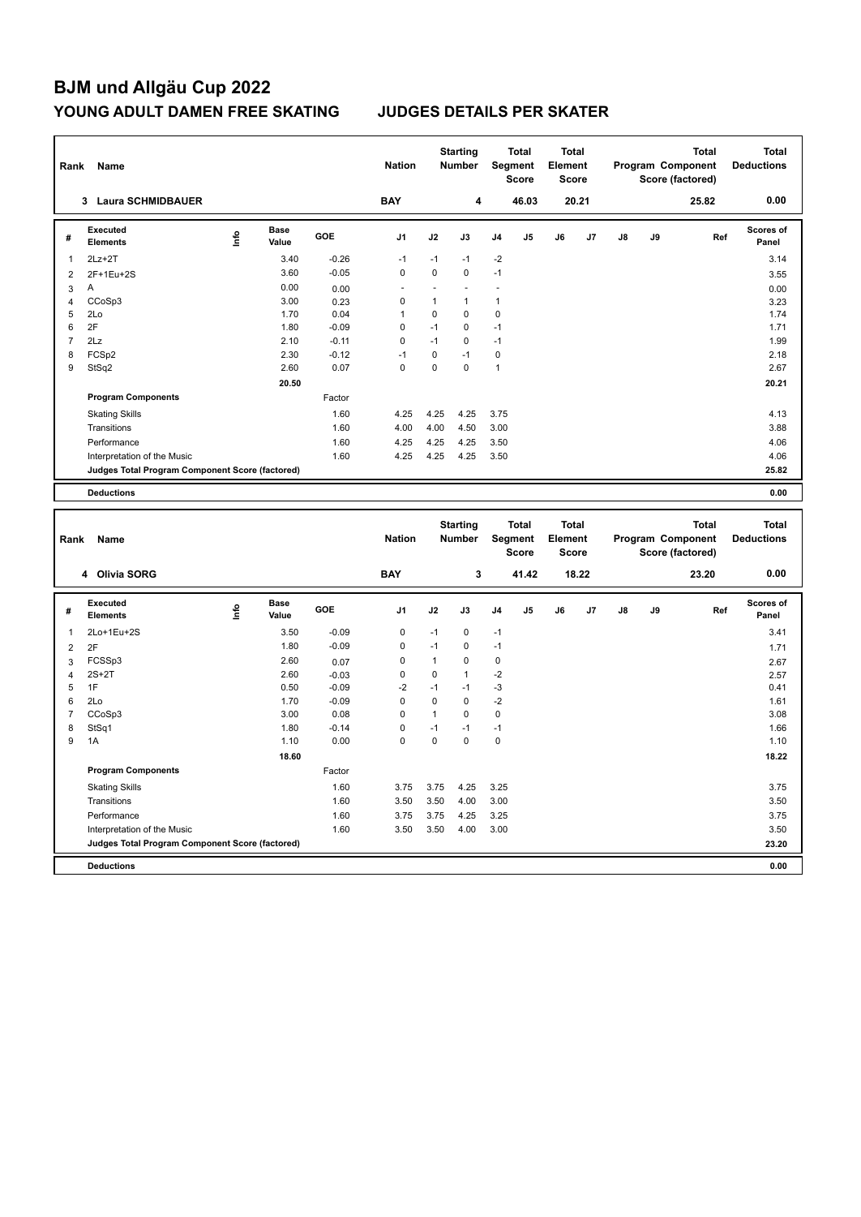# BJM und Allgäu Cup 2022

## YOUNG ADULT DAMEN FREE SKATING JUDGES DETAILS PER SKATER

| Rank | Name | Nation | Starting Number | Total Segment Score | Total Element Score | Total Program Component Score (factored) | Total Deductions |
|---|---|---|---|---|---|---|---|
| 3 | Laura SCHMIDBAUER | BAY | 4 | 46.03 | 20.21 | 25.82 | 0.00 |

| # | Executed Elements | Info | Base Value | GOE | J1 | J2 | J3 | J4 | J5 | J6 | J7 | J8 | J9 | Ref | Scores of Panel |
|---|---|---|---|---|---|---|---|---|---|---|---|---|---|---|---|
| 1 | 2Lz+2T | | 3.40 | -0.26 | -1 | -1 | -1 | -2 | | | | | | | 3.14 |
| 2 | 2F+1Eu+2S | | 3.60 | -0.05 | 0 | 0 | 0 | -1 | | | | | | | 3.55 |
| 3 | A | | 0.00 | 0.00 | - | - | - | - | | | | | | | 0.00 |
| 4 | CCoSp3 | | 3.00 | 0.23 | 0 | 1 | 1 | 1 | | | | | | | 3.23 |
| 5 | 2Lo | | 1.70 | 0.04 | 1 | 0 | 0 | 0 | | | | | | | 1.74 |
| 6 | 2F | | 1.80 | -0.09 | 0 | -1 | 0 | -1 | | | | | | | 1.71 |
| 7 | 2Lz | | 2.10 | -0.11 | 0 | -1 | 0 | -1 | | | | | | | 1.99 |
| 8 | FCSp2 | | 2.30 | -0.12 | -1 | 0 | -1 | 0 | | | | | | | 2.18 |
| 9 | StSq2 | | 2.60 | 0.07 | 0 | 0 | 0 | 1 | | | | | | | 2.67 |
| | | | 20.50 | | | | | | | | | | | | 20.21 |
| | **Program Components** | | | Factor | | | | | | | | | | | |
| | Skating Skills | | | 1.60 | 4.25 | 4.25 | 4.25 | 3.75 | | | | | | | 4.13 |
| | Transitions | | | 1.60 | 4.00 | 4.00 | 4.50 | 3.00 | | | | | | | 3.88 |
| | Performance | | | 1.60 | 4.25 | 4.25 | 4.25 | 3.50 | | | | | | | 4.06 |
| | Interpretation of the Music | | | 1.60 | 4.25 | 4.25 | 4.25 | 3.50 | | | | | | | 4.06 |
| | **Judges Total Program Component Score (factored)** | | | | | | | | | | | | | | 25.82 |
| | **Deductions** | | | | | | | | | | | | | | 0.00 |

| Rank | Name | Nation | Starting Number | Total Segment Score | Total Element Score | Total Program Component Score (factored) | Total Deductions |
|---|---|---|---|---|---|---|---|
| 4 | Olivia SORG | BAY | 3 | 41.42 | 18.22 | 23.20 | 0.00 |

| # | Executed Elements | Info | Base Value | GOE | J1 | J2 | J3 | J4 | J5 | J6 | J7 | J8 | J9 | Ref | Scores of Panel |
|---|---|---|---|---|---|---|---|---|---|---|---|---|---|---|---|
| 1 | 2Lo+1Eu+2S | | 3.50 | -0.09 | 0 | -1 | 0 | -1 | | | | | | | 3.41 |
| 2 | 2F | | 1.80 | -0.09 | 0 | -1 | 0 | -1 | | | | | | | 1.71 |
| 3 | FCSSp3 | | 2.60 | 0.07 | 0 | 1 | 0 | 0 | | | | | | | 2.67 |
| 4 | 2S+2T | | 2.60 | -0.03 | 0 | 0 | 1 | -2 | | | | | | | 2.57 |
| 5 | 1F | | 0.50 | -0.09 | -2 | -1 | -1 | -3 | | | | | | | 0.41 |
| 6 | 2Lo | | 1.70 | -0.09 | 0 | 0 | 0 | -2 | | | | | | | 1.61 |
| 7 | CCoSp3 | | 3.00 | 0.08 | 0 | 1 | 0 | 0 | | | | | | | 3.08 |
| 8 | StSq1 | | 1.80 | -0.14 | 0 | -1 | -1 | -1 | | | | | | | 1.66 |
| 9 | 1A | | 1.10 | 0.00 | 0 | 0 | 0 | 0 | | | | | | | 1.10 |
| | | | 18.60 | | | | | | | | | | | | 18.22 |
| | **Program Components** | | | Factor | | | | | | | | | | | |
| | Skating Skills | | | 1.60 | 3.75 | 3.75 | 4.25 | 3.25 | | | | | | | 3.75 |
| | Transitions | | | 1.60 | 3.50 | 3.50 | 4.00 | 3.00 | | | | | | | 3.50 |
| | Performance | | | 1.60 | 3.75 | 3.75 | 4.25 | 3.25 | | | | | | | 3.75 |
| | Interpretation of the Music | | | 1.60 | 3.50 | 3.50 | 4.00 | 3.00 | | | | | | | 3.50 |
| | **Judges Total Program Component Score (factored)** | | | | | | | | | | | | | | 23.20 |
| | **Deductions** | | | | | | | | | | | | | | 0.00 |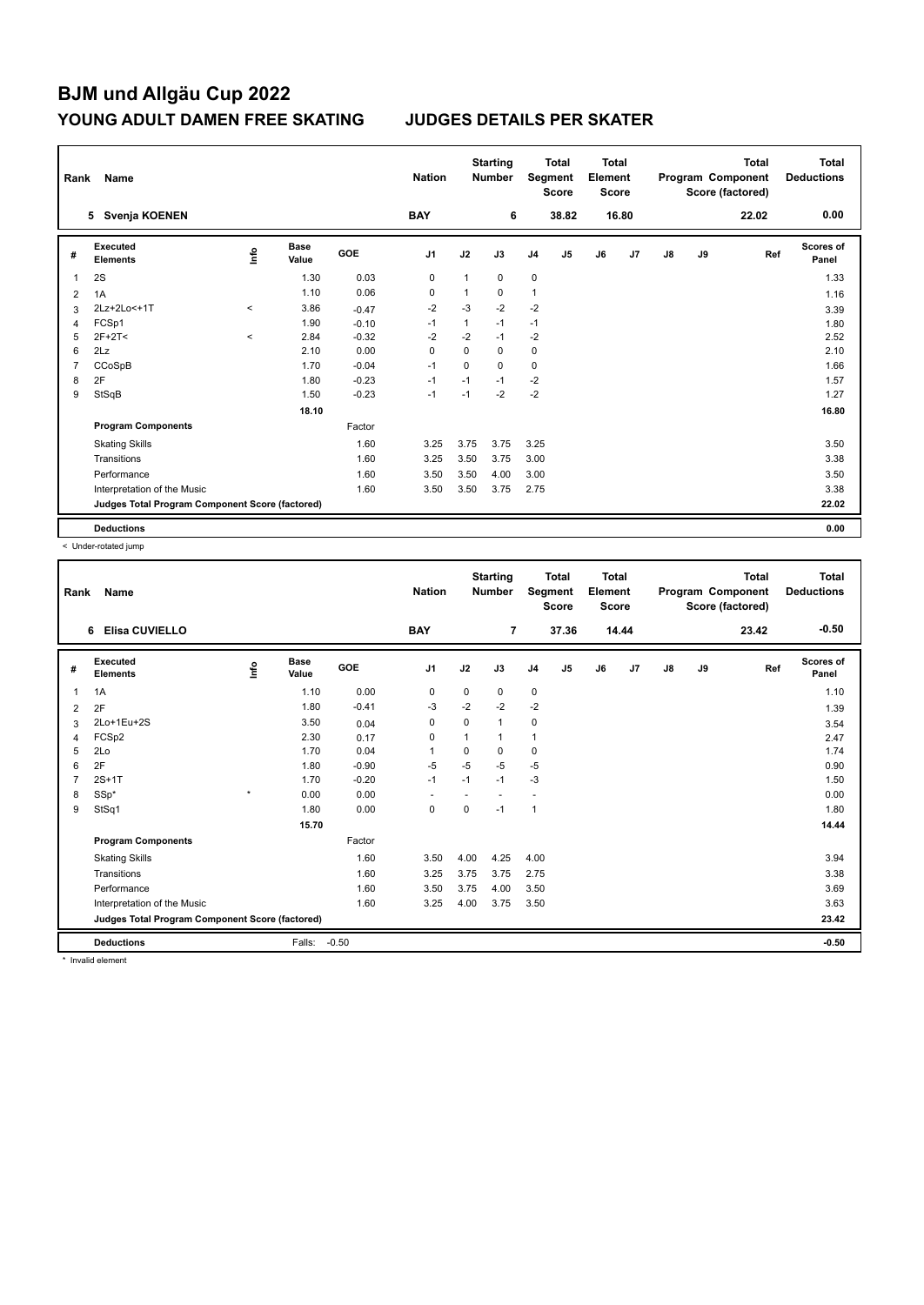# BJM und Allgäu Cup 2022

## YOUNG ADULT DAMEN FREE SKATING JUDGES DETAILS PER SKATER

| Rank | Name | Nation | Starting Number | Total Segment Score | Total Element Score | Total Program Component Score (factored) | Total Deductions |
|---|---|---|---|---|---|---|---|
| 5 | Svenja KOENEN | BAY | 6 | 38.82 | 16.80 | 22.02 | 0.00 |

| # | Executed Elements | Info | Base Value | GOE | J1 | J2 | J3 | J4 | J5 | J6 | J7 | J8 | J9 | Ref | Scores of Panel |
|---|---|---|---|---|---|---|---|---|---|---|---|---|---|---|---|
| 1 | 2S | | 1.30 | 0.03 | 0 | 1 | 0 | 0 | | | | | | | 1.33 |
| 2 | 1A | | 1.10 | 0.06 | 0 | 1 | 0 | 1 | | | | | | | 1.16 |
| 3 | 2Lz+2Lo<+1T | < | 3.86 | -0.47 | -2 | -3 | -2 | -2 | | | | | | | 3.39 |
| 4 | FCSp1 | | 1.90 | -0.10 | -1 | 1 | -1 | -1 | | | | | | | 1.80 |
| 5 | 2F+2T< | < | 2.84 | -0.32 | -2 | -2 | -1 | -2 | | | | | | | 2.52 |
| 6 | 2Lz | | 2.10 | 0.00 | 0 | 0 | 0 | 0 | | | | | | | 2.10 |
| 7 | CCoSpB | | 1.70 | -0.04 | -1 | 0 | 0 | 0 | | | | | | | 1.66 |
| 8 | 2F | | 1.80 | -0.23 | -1 | -1 | -1 | -2 | | | | | | | 1.57 |
| 9 | StSqB | | 1.50 | -0.23 | -1 | -1 | -2 | -2 | | | | | | | 1.27 |
| | | | 18.10 | | | | | | | | | | | | 16.80 |
| | **Program Components** | | | Factor | | | | | | | | | | | |
| | Skating Skills | | | 1.60 | 3.25 | 3.75 | 3.75 | 3.25 | | | | | | | 3.50 |
| | Transitions | | | 1.60 | 3.25 | 3.50 | 3.75 | 3.00 | | | | | | | 3.38 |
| | Performance | | | 1.60 | 3.50 | 3.50 | 4.00 | 3.00 | | | | | | | 3.50 |
| | Interpretation of the Music | | | 1.60 | 3.50 | 3.50 | 3.75 | 2.75 | | | | | | | 3.38 |
| | **Judges Total Program Component Score (factored)** | | | | | | | | | | | | | | 22.02 |
| | **Deductions** | | | | | | | | | | | | | | 0.00 |

< Under-rotated jump

| Rank | Name | Nation | Starting Number | Total Segment Score | Total Element Score | Total Program Component Score (factored) | Total Deductions |
|---|---|---|---|---|---|---|---|
| 6 | Elisa CUVIELLO | BAY | 7 | 37.36 | 14.44 | 23.42 | -0.50 |

| # | Executed Elements | Info | Base Value | GOE | J1 | J2 | J3 | J4 | J5 | J6 | J7 | J8 | J9 | Ref | Scores of Panel |
|---|---|---|---|---|---|---|---|---|---|---|---|---|---|---|---|
| 1 | 1A | | 1.10 | 0.00 | 0 | 0 | 0 | 0 | | | | | | | 1.10 |
| 2 | 2F | | 1.80 | -0.41 | -3 | -2 | -2 | -2 | | | | | | | 1.39 |
| 3 | 2Lo+1Eu+2S | | 3.50 | 0.04 | 0 | 0 | 1 | 0 | | | | | | | 3.54 |
| 4 | FCSp2 | | 2.30 | 0.17 | 0 | 1 | 1 | 1 | | | | | | | 2.47 |
| 5 | 2Lo | | 1.70 | 0.04 | 1 | 0 | 0 | 0 | | | | | | | 1.74 |
| 6 | 2F | | 1.80 | -0.90 | -5 | -5 | -5 | -5 | | | | | | | 0.90 |
| 7 | 2S+1T | | 1.70 | -0.20 | -1 | -1 | -1 | -3 | | | | | | | 1.50 |
| 8 | SSp* | * | 0.00 | 0.00 | - | - | - | - | | | | | | | 0.00 |
| 9 | StSq1 | | 1.80 | 0.00 | 0 | 0 | -1 | 1 | | | | | | | 1.80 |
| | | | 15.70 | | | | | | | | | | | | 14.44 |
| | **Program Components** | | | Factor | | | | | | | | | | | |
| | Skating Skills | | | 1.60 | 3.50 | 4.00 | 4.25 | 4.00 | | | | | | | 3.94 |
| | Transitions | | | 1.60 | 3.25 | 3.75 | 3.75 | 2.75 | | | | | | | 3.38 |
| | Performance | | | 1.60 | 3.50 | 3.75 | 4.00 | 3.50 | | | | | | | 3.69 |
| | Interpretation of the Music | | | 1.60 | 3.25 | 4.00 | 3.75 | 3.50 | | | | | | | 3.63 |
| | **Judges Total Program Component Score (factored)** | | | | | | | | | | | | | | 23.42 |
| | **Deductions** | | Falls: | -0.50 | | | | | | | | | | | -0.50 |

* Invalid element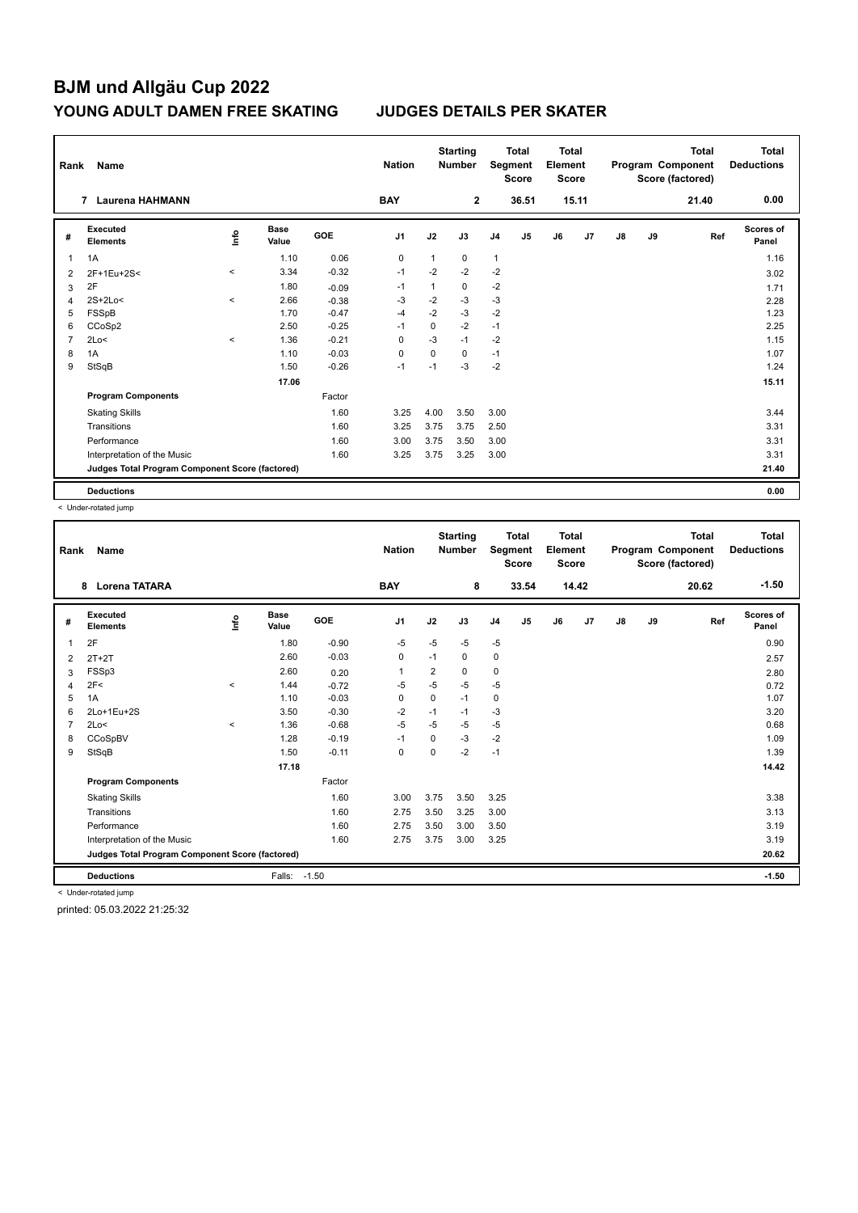# BJM und Allgäu Cup 2022

## YOUNG ADULT DAMEN FREE SKATING JUDGES DETAILS PER SKATER

| Rank | Name | Nation | Starting Number | Total Segment Score | Total Element Score | Total Program Component Score (factored) | Total Deductions |
|---|---|---|---|---|---|---|---|
| 7 | Laurena HAHMANN | BAY | 2 | 36.51 | 15.11 | 21.40 | 0.00 |

| # | Executed Elements | Info | Base Value | GOE | J1 | J2 | J3 | J4 | J5 | J6 | J7 | J8 | J9 | Ref | Scores of Panel |
|---|---|---|---|---|---|---|---|---|---|---|---|---|---|---|---|
| 1 | 1A | | 1.10 | 0.06 | 0 | 1 | 0 | 1 | | | | | | | 1.16 |
| 2 | 2F+1Eu+2S< | < | 3.34 | -0.32 | -1 | -2 | -2 | -2 | | | | | | | 3.02 |
| 3 | 2F | | 1.80 | -0.09 | -1 | 1 | 0 | -2 | | | | | | | 1.71 |
| 4 | 2S+2Lo< | < | 2.66 | -0.38 | -3 | -2 | -3 | -3 | | | | | | | 2.28 |
| 5 | FSSpB | | 1.70 | -0.47 | -4 | -2 | -3 | -2 | | | | | | | 1.23 |
| 6 | CCoSp2 | | 2.50 | -0.25 | -1 | 0 | -2 | -1 | | | | | | | 2.25 |
| 7 | 2Lo< | < | 1.36 | -0.21 | 0 | -3 | -1 | -2 | | | | | | | 1.15 |
| 8 | 1A | | 1.10 | -0.03 | 0 | 0 | 0 | -1 | | | | | | | 1.07 |
| 9 | StSqB | | 1.50 | -0.26 | -1 | -1 | -3 | -2 | | | | | | | 1.24 |
| | | | 17.06 | | | | | | | | | | | | 15.11 |
| | **Program Components** | | | Factor | | | | | | | | | | | |
| | Skating Skills | | | 1.60 | 3.25 | 4.00 | 3.50 | 3.00 | | | | | | | 3.44 |
| | Transitions | | | 1.60 | 3.25 | 3.75 | 3.75 | 2.50 | | | | | | | 3.31 |
| | Performance | | | 1.60 | 3.00 | 3.75 | 3.50 | 3.00 | | | | | | | 3.31 |
| | Interpretation of the Music | | | 1.60 | 3.25 | 3.75 | 3.25 | 3.00 | | | | | | | 3.31 |
| | **Judges Total Program Component Score (factored)** | | | | | | | | | | | | | | 21.40 |
| | **Deductions** | | | | | | | | | | | | | | 0.00 |

< Under-rotated jump

| Rank | Name | Nation | Starting Number | Total Segment Score | Total Element Score | Total Program Component Score (factored) | Total Deductions |
|---|---|---|---|---|---|---|---|
| 8 | Lorena TATARA | BAY | 8 | 33.54 | 14.42 | 20.62 | -1.50 |

| # | Executed Elements | Info | Base Value | GOE | J1 | J2 | J3 | J4 | J5 | J6 | J7 | J8 | J9 | Ref | Scores of Panel |
|---|---|---|---|---|---|---|---|---|---|---|---|---|---|---|---|
| 1 | 2F | | 1.80 | -0.90 | -5 | -5 | -5 | -5 | | | | | | | 0.90 |
| 2 | 2T+2T | | 2.60 | -0.03 | 0 | -1 | 0 | 0 | | | | | | | 2.57 |
| 3 | FSSp3 | | 2.60 | 0.20 | 1 | 2 | 0 | 0 | | | | | | | 2.80 |
| 4 | 2F< | < | 1.44 | -0.72 | -5 | -5 | -5 | -5 | | | | | | | 0.72 |
| 5 | 1A | | 1.10 | -0.03 | 0 | 0 | -1 | 0 | | | | | | | 1.07 |
| 6 | 2Lo+1Eu+2S | | 3.50 | -0.30 | -2 | -1 | -1 | -3 | | | | | | | 3.20 |
| 7 | 2Lo< | < | 1.36 | -0.68 | -5 | -5 | -5 | -5 | | | | | | | 0.68 |
| 8 | CCoSpBV | | 1.28 | -0.19 | -1 | 0 | -3 | -2 | | | | | | | 1.09 |
| 9 | StSqB | | 1.50 | -0.11 | 0 | 0 | -2 | -1 | | | | | | | 1.39 |
| | | | 17.18 | | | | | | | | | | | | 14.42 |
| | **Program Components** | | | Factor | | | | | | | | | | | |
| | Skating Skills | | | 1.60 | 3.00 | 3.75 | 3.50 | 3.25 | | | | | | | 3.38 |
| | Transitions | | | 1.60 | 2.75 | 3.50 | 3.25 | 3.00 | | | | | | | 3.13 |
| | Performance | | | 1.60 | 2.75 | 3.50 | 3.00 | 3.50 | | | | | | | 3.19 |
| | Interpretation of the Music | | | 1.60 | 2.75 | 3.75 | 3.00 | 3.25 | | | | | | | 3.19 |
| | **Judges Total Program Component Score (factored)** | | | | | | | | | | | | | | 20.62 |
| | **Deductions** | | Falls: | -1.50 | | | | | | | | | | | -1.50 |

< Under-rotated jump

printed: 05.03.2022 21:25:32